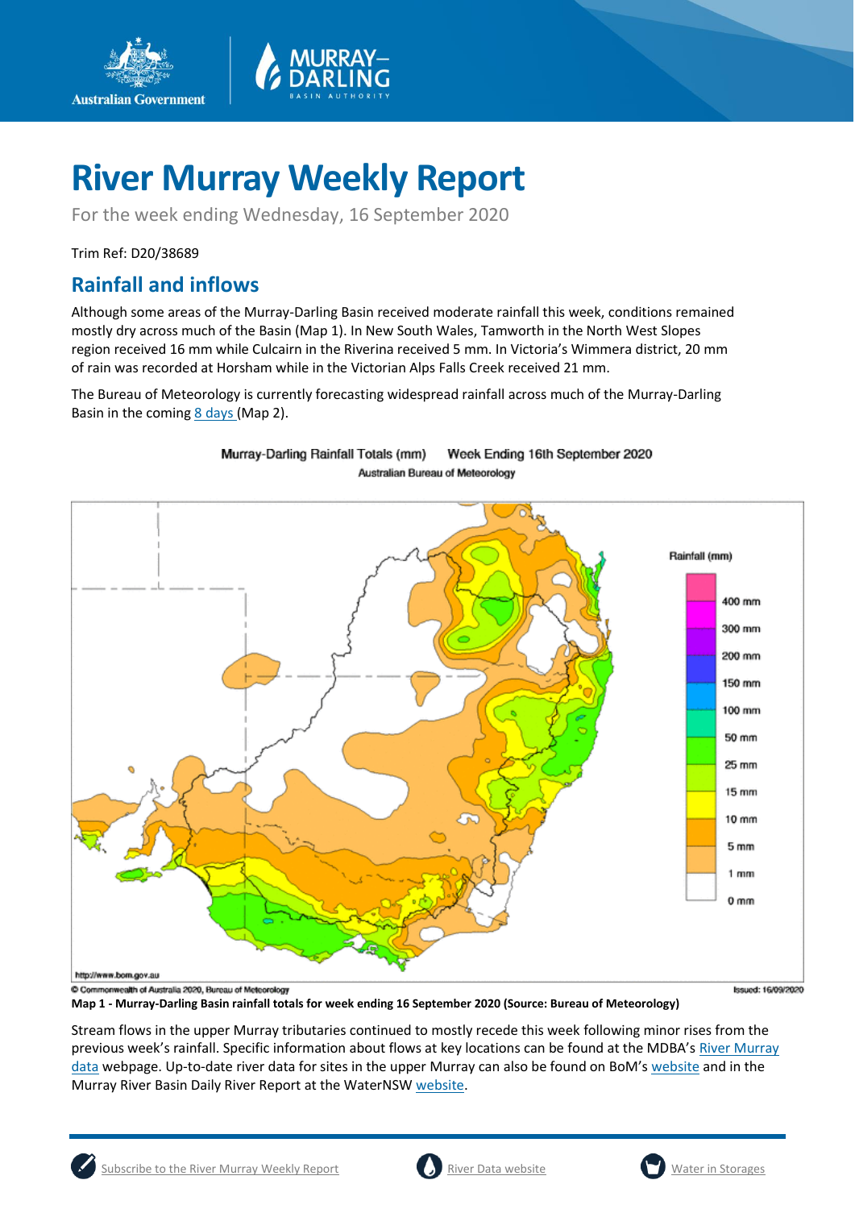# River Murray Weekly Report

For the week ending Wednesday, 16 September 2020

Trim Ref: D20/38689

## Rainfall and inflows

Although some areas of the Murray-Darling Basin received moderate rainfall this week, conditions remained mostly dry across much of the Basin (Map 1). In New South Wales, Tamworth in the North West Slopes region received 16 mm while Culcairn in the Riverina received 5 mm. In Victoria's Wimmera district, 20 mm of rain was recorded at Horsham while in the Victorian Alps Falls Creek received 21 mm.

The Bureau of Meteorology is currently forecasting widespread rainfall across much of the Murray-Darling Basin in the coming 8 days (Map 2).

Murray-Darling Rainfall Totals (mm) Week Ending 16th September 2020
Australian Bureau of Meteorology

Map 1 - Murray-Darling Basin rainfall totals for week ending 16 September 2020 (Source: Bureau of Meteorology)

Stream flows in the upper Murray tributaries continued to mostly recede this week following minor rises from the previous week's rainfall. Specific information about flows at key locations can be found at the MDBA's River Murray data webpage. Up-to-date river data for sites in the upper Murray can also be found on BoM's website and in the Murray River Basin Daily River Report at the WaterNSW website.

Subscribe to the River Murray Weekly Report | River Data website | Water in Storages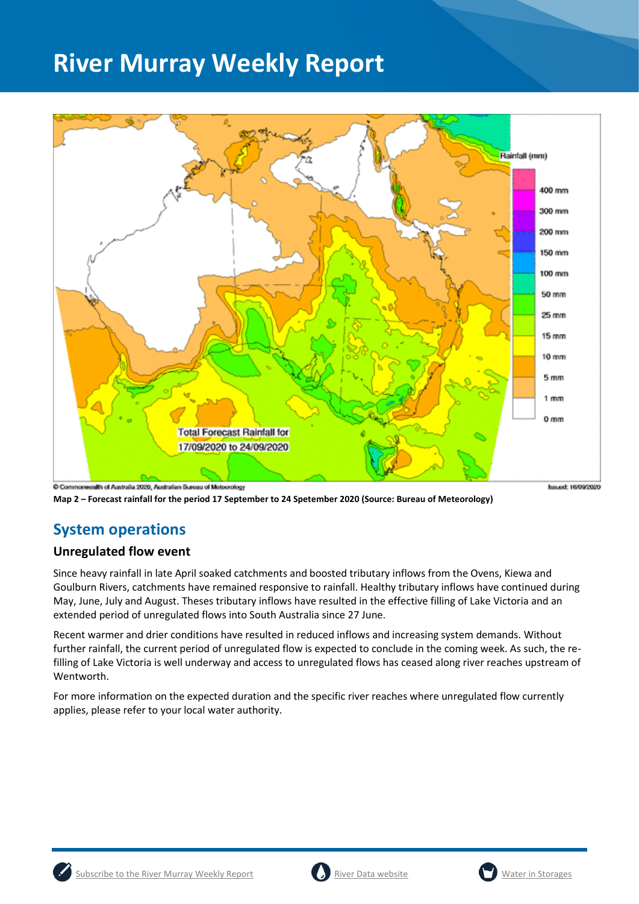Map 2 – Forecast rainfall for the period 17 September to 24 Spetember 2020 (Source: Bureau of Meteorology)

## System operations

### Unregulated flow event

Since heavy rainfall in late April soaked catchments and boosted tributary inflows from the Ovens, Kiewa and Goulburn Rivers, catchments have remained responsive to rainfall. Healthy tributary inflows have continued during May, June, July and August. Theses tributary inflows have resulted in the effective filling of Lake Victoria and an extended period of unregulated flows into South Australia since 27 June.

Recent warmer and drier conditions have resulted in reduced inflows and increasing system demands. Without further rainfall, the current period of unregulated flow is expected to conclude in the coming week. As such, the re-filling of Lake Victoria is well underway and access to unregulated flows has ceased along river reaches upstream of Wentworth.

For more information on the expected duration and the specific river reaches where unregulated flow currently applies, please refer to your local water authority.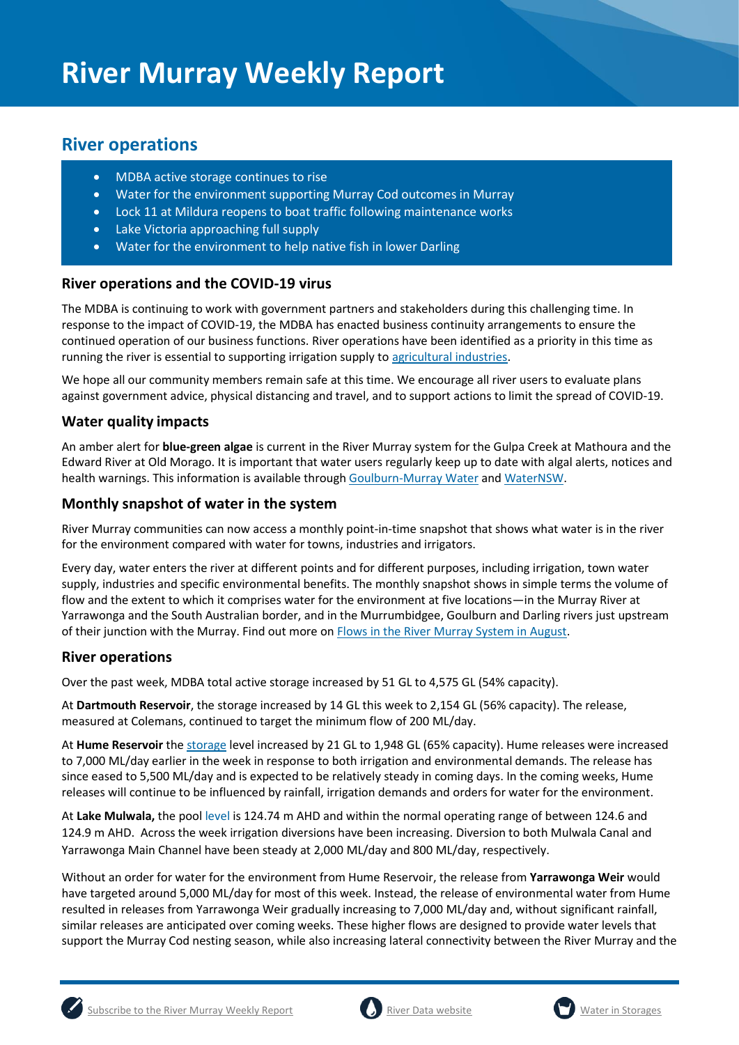# River Murray Weekly Report

## River operations

- MDBA active storage continues to rise
- Water for the environment supporting Murray Cod outcomes in Murray
- Lock 11 at Mildura reopens to boat traffic following maintenance works
- Lake Victoria approaching full supply
- Water for the environment to help native fish in lower Darling

### River operations and the COVID-19 virus

The MDBA is continuing to work with government partners and stakeholders during this challenging time. In response to the impact of COVID-19, the MDBA has enacted business continuity arrangements to ensure the continued operation of our business functions. River operations have been identified as a priority in this time as running the river is essential to supporting irrigation supply to agricultural industries.

We hope all our community members remain safe at this time. We encourage all river users to evaluate plans against government advice, physical distancing and travel, and to support actions to limit the spread of COVID-19.

### Water quality impacts

An amber alert for **blue-green algae** is current in the River Murray system for the Gulpa Creek at Mathoura and the Edward River at Old Morago. It is important that water users regularly keep up to date with algal alerts, notices and health warnings. This information is available through Goulburn-Murray Water and WaterNSW.

### Monthly snapshot of water in the system

River Murray communities can now access a monthly point-in-time snapshot that shows what water is in the river for the environment compared with water for towns, industries and irrigators.

Every day, water enters the river at different points and for different purposes, including irrigation, town water supply, industries and specific environmental benefits. The monthly snapshot shows in simple terms the volume of flow and the extent to which it comprises water for the environment at five locations—in the Murray River at Yarrawonga and the South Australian border, and in the Murrumbidgee, Goulburn and Darling rivers just upstream of their junction with the Murray. Find out more on Flows in the River Murray System in August.

### River operations

Over the past week, MDBA total active storage increased by 51 GL to 4,575 GL (54% capacity).

At **Dartmouth Reservoir**, the storage increased by 14 GL this week to 2,154 GL (56% capacity). The release, measured at Colemans, continued to target the minimum flow of 200 ML/day.

At **Hume Reservoir** the storage level increased by 21 GL to 1,948 GL (65% capacity). Hume releases were increased to 7,000 ML/day earlier in the week in response to both irrigation and environmental demands. The release has since eased to 5,500 ML/day and is expected to be relatively steady in coming days. In the coming weeks, Hume releases will continue to be influenced by rainfall, irrigation demands and orders for water for the environment.

At **Lake Mulwala,** the pool level is 124.74 m AHD and within the normal operating range of between 124.6 and 124.9 m AHD. Across the week irrigation diversions have been increasing. Diversion to both Mulwala Canal and Yarrawonga Main Channel have been steady at 2,000 ML/day and 800 ML/day, respectively.

Without an order for water for the environment from Hume Reservoir, the release from **Yarrawonga Weir** would have targeted around 5,000 ML/day for most of this week. Instead, the release of environmental water from Hume resulted in releases from Yarrawonga Weir gradually increasing to 7,000 ML/day and, without significant rainfall, similar releases are anticipated over coming weeks. These higher flows are designed to provide water levels that support the Murray Cod nesting season, while also increasing lateral connectivity between the River Murray and the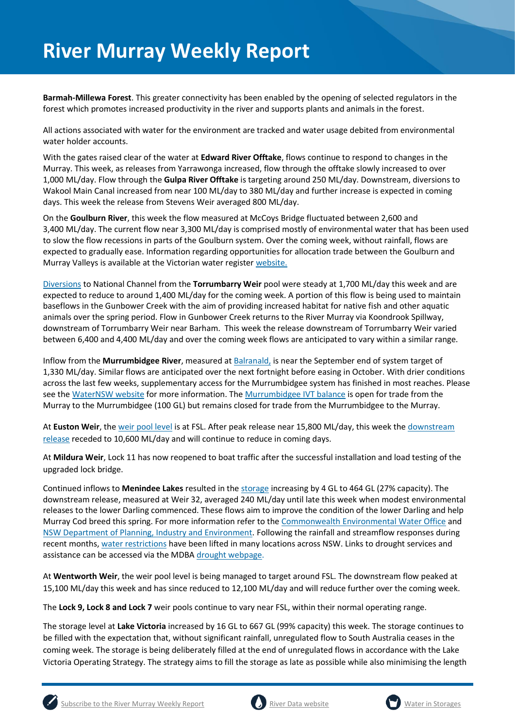**Barmah-Millewa Forest**. This greater connectivity has been enabled by the opening of selected regulators in the forest which promotes increased productivity in the river and supports plants and animals in the forest.

All actions associated with water for the environment are tracked and water usage debited from environmental water holder accounts.

With the gates raised clear of the water at **Edward River Offtake**, flows continue to respond to changes in the Murray. This week, as releases from Yarrawonga increased, flow through the offtake slowly increased to over 1,000 ML/day. Flow through the **Gulpa River Offtake** is targeting around 250 ML/day. Downstream, diversions to Wakool Main Canal increased from near 100 ML/day to 380 ML/day and further increase is expected in coming days. This week the release from Stevens Weir averaged 800 ML/day.

On the **Goulburn River**, this week the flow measured at McCoys Bridge fluctuated between 2,600 and 3,400 ML/day. The current flow near 3,300 ML/day is comprised mostly of environmental water that has been used to slow the flow recessions in parts of the Goulburn system. Over the coming week, without rainfall, flows are expected to gradually ease. Information regarding opportunities for allocation trade between the Goulburn and Murray Valleys is available at the Victorian water register website.

Diversions to National Channel from the **Torrumbarry Weir** pool were steady at 1,700 ML/day this week and are expected to reduce to around 1,400 ML/day for the coming week. A portion of this flow is being used to maintain baseflows in the Gunbower Creek with the aim of providing increased habitat for native fish and other aquatic animals over the spring period. Flow in Gunbower Creek returns to the River Murray via Koondrook Spillway, downstream of Torrumbarry Weir near Barham. This week the release downstream of Torrumbarry Weir varied between 6,400 and 4,400 ML/day and over the coming week flows are anticipated to vary within a similar range.

Inflow from the **Murrumbidgee River**, measured at Balranald, is near the September end of system target of 1,330 ML/day. Similar flows are anticipated over the next fortnight before easing in October. With drier conditions across the last few weeks, supplementary access for the Murrumbidgee system has finished in most reaches. Please see the WaterNSW website for more information. The Murrumbidgee IVT balance is open for trade from the Murray to the Murrumbidgee (100 GL) but remains closed for trade from the Murrumbidgee to the Murray.

At **Euston Weir**, the weir pool level is at FSL. After peak release near 15,800 ML/day, this week the downstream release receded to 10,600 ML/day and will continue to reduce in coming days.

At **Mildura Weir**, Lock 11 has now reopened to boat traffic after the successful installation and load testing of the upgraded lock bridge.

Continued inflows to **Menindee Lakes** resulted in the storage increasing by 4 GL to 464 GL (27% capacity). The downstream release, measured at Weir 32, averaged 240 ML/day until late this week when modest environmental releases to the lower Darling commenced. These flows aim to improve the condition of the lower Darling and help Murray Cod breed this spring. For more information refer to the Commonwealth Environmental Water Office and NSW Department of Planning, Industry and Environment. Following the rainfall and streamflow responses during recent months, water restrictions have been lifted in many locations across NSW. Links to drought services and assistance can be accessed via the MDBA drought webpage.

At **Wentworth Weir**, the weir pool level is being managed to target around FSL. The downstream flow peaked at 15,100 ML/day this week and has since reduced to 12,100 ML/day and will reduce further over the coming week.

The **Lock 9, Lock 8 and Lock 7** weir pools continue to vary near FSL, within their normal operating range.

The storage level at **Lake Victoria** increased by 16 GL to 667 GL (99% capacity) this week. The storage continues to be filled with the expectation that, without significant rainfall, unregulated flow to South Australia ceases in the coming week. The storage is being deliberately filled at the end of unregulated flows in accordance with the Lake Victoria Operating Strategy. The strategy aims to fill the storage as late as possible while also minimising the length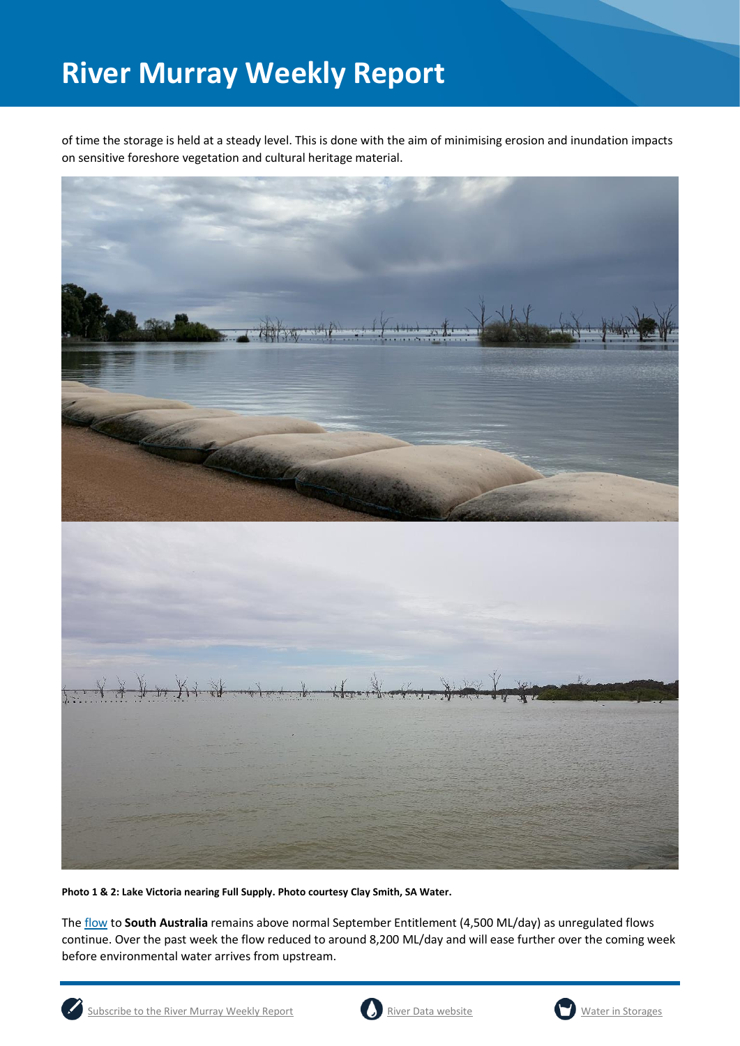of time the storage is held at a steady level. This is done with the aim of minimising erosion and inundation impacts on sensitive foreshore vegetation and cultural heritage material.

**Photo 1 & 2: Lake Victoria nearing Full Supply. Photo courtesy Clay Smith, SA Water.**

The flow to **South Australia** remains above normal September Entitlement (4,500 ML/day) as unregulated flows continue. Over the past week the flow reduced to around 8,200 ML/day and will ease further over the coming week before environmental water arrives from upstream.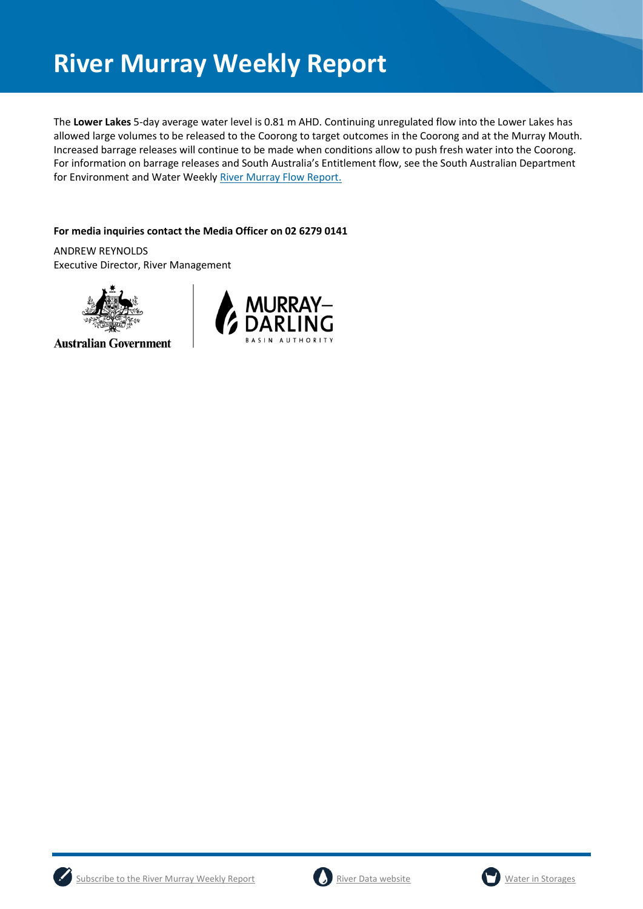The **Lower Lakes** 5-day average water level is 0.81 m AHD. Continuing unregulated flow into the Lower Lakes has allowed large volumes to be released to the Coorong to target outcomes in the Coorong and at the Murray Mouth. Increased barrage releases will continue to be made when conditions allow to push fresh water into the Coorong. For information on barrage releases and South Australia's Entitlement flow, see the South Australian Department for Environment and Water Weekly River Murray Flow Report.

**For media inquiries contact the Media Officer on 02 6279 0141**

ANDREW REYNOLDS
Executive Director, River Management

Australian Government

MURRAY–DARLING BASIN AUTHORITY

Subscribe to the River Murray Weekly Report | River Data website | Water in Storages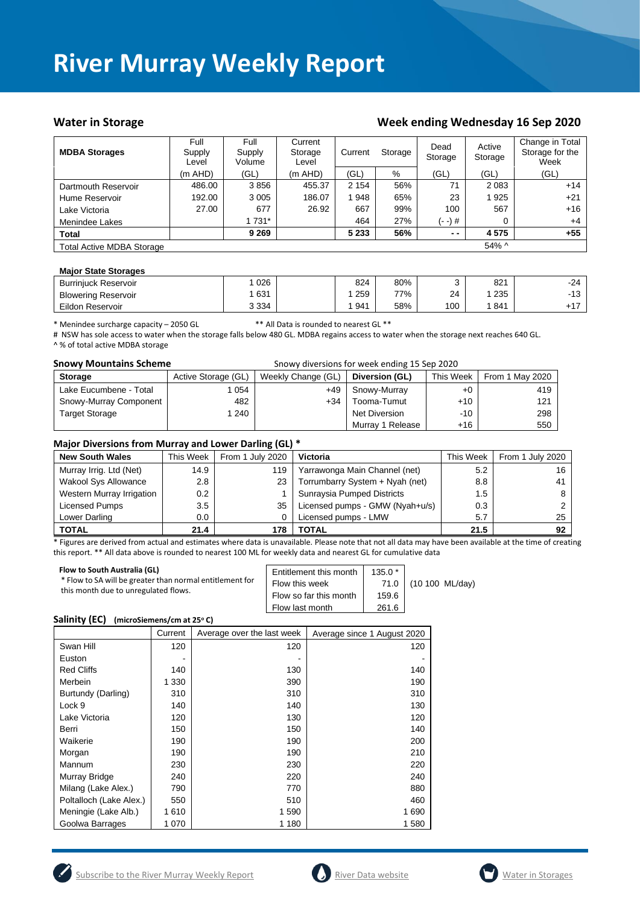# River Murray Weekly Report

## Water in Storage

## Week ending Wednesday 16 Sep 2020

| MDBA Storages | Full Supply Level | Full Supply Volume | Current Storage Level | Current Storage | | Dead Storage | Active Storage | Change in Total Storage for the Week |
|---|---|---|---|---|---|---|---|---|
| | (m AHD) | (GL) | (m AHD) | (GL) | % | (GL) | (GL) | (GL) |
| Dartmouth Reservoir | 486.00 | 3 856 | 455.37 | 2 154 | 56% | 71 | 2 083 | +14 |
| Hume Reservoir | 192.00 | 3 005 | 186.07 | 1 948 | 65% | 23 | 1 925 | +21 |
| Lake Victoria | 27.00 | 677 | 26.92 | 667 | 99% | 100 | 567 | +16 |
| Menindee Lakes | | 1 731* | | 464 | 27% | (- -) # | 0 | +4 |
| **Total** | | **9 269** | | **5 233** | **56%** | **- -** | **4 575** | **+55** |
| Total Active MDBA Storage | | | | | | | 54% ^ | |

| Major State Storages | | | | | | | |
|---|---|---|---|---|---|---|---|
| Burrinjuck Reservoir | 1 026 | | 824 | 80% | 3 | 821 | -24 |
| Blowering Reservoir | 1 631 | | 1 259 | 77% | 24 | 1 235 | -13 |
| Eildon Reservoir | 3 334 | | 1 941 | 58% | 100 | 1 841 | +17 |

\* Menindee surcharge capacity – 2050 GL ** All Data is rounded to nearest GL **

# NSW has sole access to water when the storage falls below 480 GL. MDBA regains access to water when the storage next reaches 640 GL.

^ % of total active MDBA storage

## Snowy Mountains Scheme

Snowy diversions for week ending 15 Sep 2020

| Storage | Active Storage (GL) | Weekly Change (GL) | Diversion (GL) | This Week | From 1 May 2020 |
|---|---|---|---|---|---|
| Lake Eucumbene - Total | 1 054 | +49 | Snowy-Murray | +0 | 419 |
| Snowy-Murray Component | 482 | +34 | Tooma-Tumut | +10 | 121 |
| Target Storage | 1 240 | | Net Diversion | -10 | 298 |
| | | | Murray 1 Release | +16 | 550 |

## Major Diversions from Murray and Lower Darling (GL) *

| New South Wales | This Week | From 1 July 2020 | Victoria | This Week | From 1 July 2020 |
|---|---|---|---|---|---|
| Murray Irrig. Ltd (Net) | 14.9 | 119 | Yarrawonga Main Channel (net) | 5.2 | 16 |
| Wakool Sys Allowance | 2.8 | 23 | Torrumbarry System + Nyah (net) | 8.8 | 41 |
| Western Murray Irrigation | 0.2 | 1 | Sunraysia Pumped Districts | 1.5 | 8 |
| Licensed Pumps | 3.5 | 35 | Licensed pumps - GMW (Nyah+u/s) | 0.3 | 2 |
| Lower Darling | 0.0 | 0 | Licensed pumps - LMW | 5.7 | 25 |
| **TOTAL** | **21.4** | **178** | **TOTAL** | **21.5** | **92** |

\* Figures are derived from actual and estimates where data is unavailable. Please note that not all data may have been available at the time of creating this report. ** All data above is rounded to nearest 100 ML for weekly data and nearest GL for cumulative data

**Flow to South Australia (GL)**

\* Flow to SA will be greater than normal entitlement for this month due to unregulated flows.

| | | |
|---|---|---|
| Entitlement this month | 135.0 * | |
| Flow this week | 71.0 | (10 100 ML/day) |
| Flow so far this month | 159.6 | |
| Flow last month | 261.6 | |

## Salinity (EC) (microSiemens/cm at 25° C)

| | Current | Average over the last week | Average since 1 August 2020 |
|---|---|---|---|
| Swan Hill | 120 | 120 | 120 |
| Euston | - | - | - |
| Red Cliffs | 140 | 130 | 140 |
| Merbein | 1 330 | 390 | 190 |
| Burtundy (Darling) | 310 | 310 | 310 |
| Lock 9 | 140 | 140 | 130 |
| Lake Victoria | 120 | 130 | 120 |
| Berri | 150 | 150 | 140 |
| Waikerie | 190 | 190 | 200 |
| Morgan | 190 | 190 | 210 |
| Mannum | 230 | 230 | 220 |
| Murray Bridge | 240 | 220 | 240 |
| Milang (Lake Alex.) | 790 | 770 | 880 |
| Poltalloch (Lake Alex.) | 550 | 510 | 460 |
| Meningie (Lake Alb.) | 1 610 | 1 590 | 1 690 |
| Goolwa Barrages | 1 070 | 1 180 | 1 580 |

Subscribe to the River Murray Weekly Report | River Data website | Water in Storages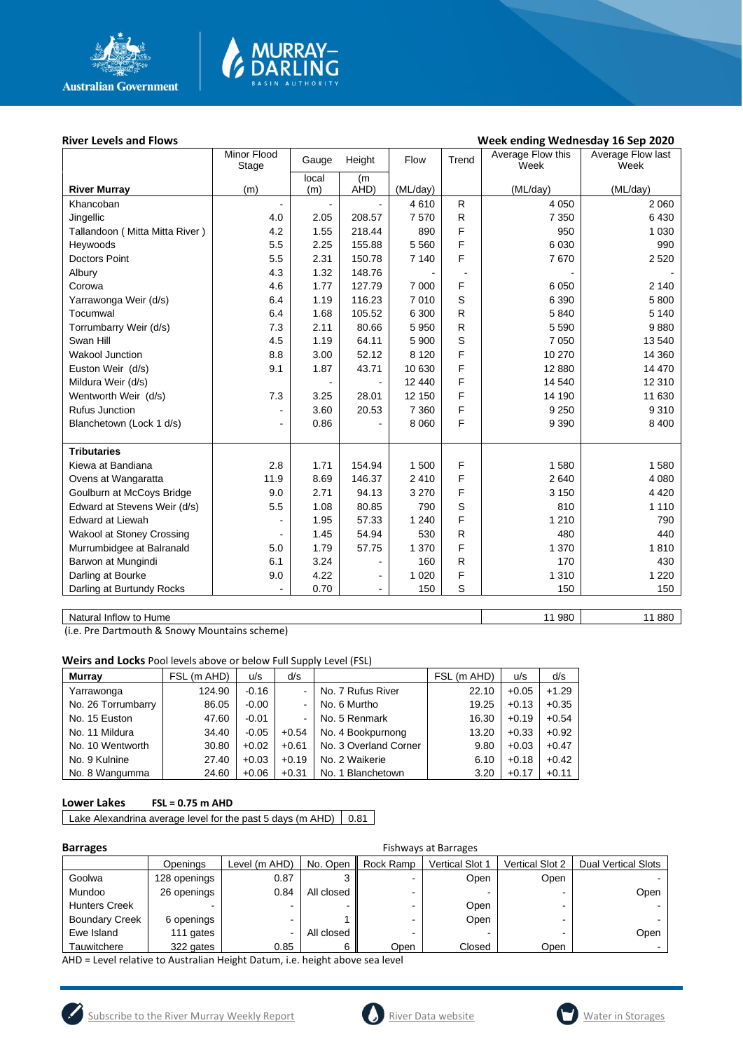**River Levels and Flows** — Week ending Wednesday 16 Sep 2020

| River Murray | Minor Flood Stage (m) | Gauge local (m) | Height (m AHD) | Flow (ML/day) | Trend | Average Flow this Week (ML/day) | Average Flow last Week (ML/day) |
|---|---|---|---|---|---|---|---|
| Khancoban | - | - | - | 4 610 | R | 4 050 | 2 060 |
| Jingellic | 4.0 | 2.05 | 208.57 | 7 570 | R | 7 350 | 6 430 |
| Tallandoon ( Mitta Mitta River ) | 4.2 | 1.55 | 218.44 | 890 | F | 950 | 1 030 |
| Heywoods | 5.5 | 2.25 | 155.88 | 5 560 | F | 6 030 | 990 |
| Doctors Point | 5.5 | 2.31 | 150.78 | 7 140 | F | 7 670 | 2 520 |
| Albury | 4.3 | 1.32 | 148.76 | - | - | - | - |
| Corowa | 4.6 | 1.77 | 127.79 | 7 000 | F | 6 050 | 2 140 |
| Yarrawonga Weir (d/s) | 6.4 | 1.19 | 116.23 | 7 010 | S | 6 390 | 5 800 |
| Tocumwal | 6.4 | 1.68 | 105.52 | 6 300 | R | 5 840 | 5 140 |
| Torrumbarry Weir (d/s) | 7.3 | 2.11 | 80.66 | 5 950 | R | 5 590 | 9 880 |
| Swan Hill | 4.5 | 1.19 | 64.11 | 5 900 | S | 7 050 | 13 540 |
| Wakool Junction | 8.8 | 3.00 | 52.12 | 8 120 | F | 10 270 | 14 360 |
| Euston Weir (d/s) | 9.1 | 1.87 | 43.71 | 10 630 | F | 12 880 | 14 470 |
| Mildura Weir (d/s) | | - | - | 12 440 | F | 14 540 | 12 310 |
| Wentworth Weir (d/s) | 7.3 | 3.25 | 28.01 | 12 150 | F | 14 190 | 11 630 |
| Rufus Junction | - | 3.60 | 20.53 | 7 360 | F | 9 250 | 9 310 |
| Blanchetown (Lock 1 d/s) | - | 0.86 | - | 8 060 | F | 9 390 | 8 400 |
| **Tributaries** | | | | | | | |
| Kiewa at Bandiana | 2.8 | 1.71 | 154.94 | 1 500 | F | 1 580 | 1 580 |
| Ovens at Wangaratta | 11.9 | 8.69 | 146.37 | 2 410 | F | 2 640 | 4 080 |
| Goulburn at McCoys Bridge | 9.0 | 2.71 | 94.13 | 3 270 | F | 3 150 | 4 420 |
| Edward at Stevens Weir (d/s) | 5.5 | 1.08 | 80.85 | 790 | S | 810 | 1 110 |
| Edward at Liewah | - | 1.95 | 57.33 | 1 240 | F | 1 210 | 790 |
| Wakool at Stoney Crossing | - | 1.45 | 54.94 | 530 | R | 480 | 440 |
| Murrumbidgee at Balranald | 5.0 | 1.79 | 57.75 | 1 370 | F | 1 370 | 1 810 |
| Barwon at Mungindi | 6.1 | 3.24 | - | 160 | R | 170 | 430 |
| Darling at Bourke | 9.0 | 4.22 | - | 1 020 | F | 1 310 | 1 220 |
| Darling at Burtundy Rocks | - | 0.70 | - | 150 | S | 150 | 150 |

| Natural Inflow to Hume | This Week | Last Week |
|---|---|---|
| Natural Inflow to Hume | 11 980 | 11 880 |

(i.e. Pre Dartmouth & Snowy Mountains scheme)

**Weirs and Locks** Pool levels above or below Full Supply Level (FSL)

| Murray | FSL (m AHD) | u/s | d/s | | FSL (m AHD) | u/s | d/s |
|---|---|---|---|---|---|---|---|
| Yarrawonga | 124.90 | -0.16 | - | No. 7 Rufus River | 22.10 | +0.05 | +1.29 |
| No. 26 Torrumbarry | 86.05 | -0.00 | - | No. 6 Murtho | 19.25 | +0.13 | +0.35 |
| No. 15 Euston | 47.60 | -0.01 | - | No. 5 Renmark | 16.30 | +0.19 | +0.54 |
| No. 11 Mildura | 34.40 | -0.05 | +0.54 | No. 4 Bookpurnong | 13.20 | +0.33 | +0.92 |
| No. 10 Wentworth | 30.80 | +0.02 | +0.61 | No. 3 Overland Corner | 9.80 | +0.03 | +0.47 |
| No. 9 Kulnine | 27.40 | +0.03 | +0.19 | No. 2 Waikerie | 6.10 | +0.18 | +0.42 |
| No. 8 Wangumma | 24.60 | +0.06 | +0.31 | No. 1 Blanchetown | 3.20 | +0.17 | +0.11 |

**Lower Lakes** **FSL = 0.75 m AHD**

| Lake Alexandrina average level for the past 5 days (m AHD) | 0.81 |
|---|---|

**Barrages** — Fishways at Barrages

| | Openings | Level (m AHD) | No. Open | Rock Ramp | Vertical Slot 1 | Vertical Slot 2 | Dual Vertical Slots |
|---|---|---|---|---|---|---|---|
| Goolwa | 128 openings | 0.87 | 3 | - | Open | Open | - |
| Mundoo | 26 openings | 0.84 | All closed | - | - | - | Open |
| Hunters Creek | - | - | - | - | Open | - | - |
| Boundary Creek | 6 openings | - | 1 | - | Open | - | - |
| Ewe Island | 111 gates | - | All closed | - | - | - | Open |
| Tauwitchere | 322 gates | 0.85 | 6 | Open | Closed | Open | - |

AHD = Level relative to Australian Height Datum, i.e. height above sea level

Subscribe to the River Murray Weekly Report | River Data website | Water in Storages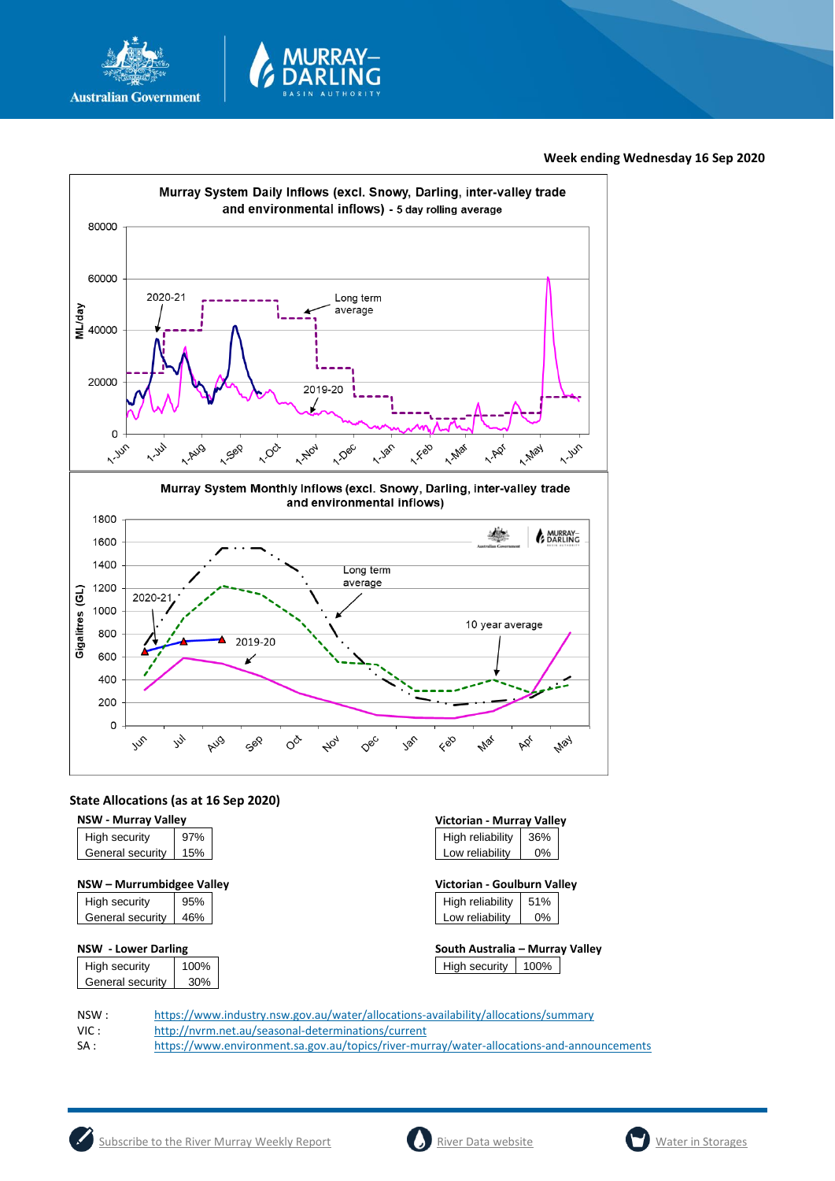Week ending Wednesday 16 Sep 2020

Murray System Daily Inflows (excl. Snowy, Darling, inter-valley trade and environmental inflows) - 5 day rolling average

80000
60000
40000
20000
0
ML/day
2020-21
Long term average
2019-20
1-Jun 1-Jul 1-Aug 1-Sep 1-Oct 1-Nov 1-Dec 1-Jan 1-Feb 1-Mar 1-Apr 1-May 1-Jun

Murray System Monthly Inflows (excl. Snowy, Darling, inter-valley trade and environmental inflows)

1800
1600
1400
1200
1000
800
600
400
200
0
Gigalitres (GL)
2020-21
Long term average
10 year average
2019-20
Jun Jul Aug Sep Oct Nov Dec Jan Feb Mar Apr May

## State Allocations (as at 16 Sep 2020)

**NSW - Murray Valley**

| | |
|---|---|
| High security | 97% |
| General security | 15% |

**NSW – Murrumbidgee Valley**

| | |
|---|---|
| High security | 95% |
| General security | 46% |

**NSW - Lower Darling**

| | |
|---|---|
| High security | 100% |
| General security | 30% |

**Victorian - Murray Valley**

| | |
|---|---|
| High reliability | 36% |
| Low reliability | 0% |

**Victorian - Goulburn Valley**

| | |
|---|---|
| High reliability | 51% |
| Low reliability | 0% |

**South Australia – Murray Valley**

| | |
|---|---|
| High security | 100% |

NSW : https://www.industry.nsw.gov.au/water/allocations-availability/allocations/summary
VIC : http://nvrm.net.au/seasonal-determinations/current
SA : https://www.environment.sa.gov.au/topics/river-murray/water-allocations-and-announcements

Subscribe to the River Murray Weekly Report | River Data website | Water in Storages